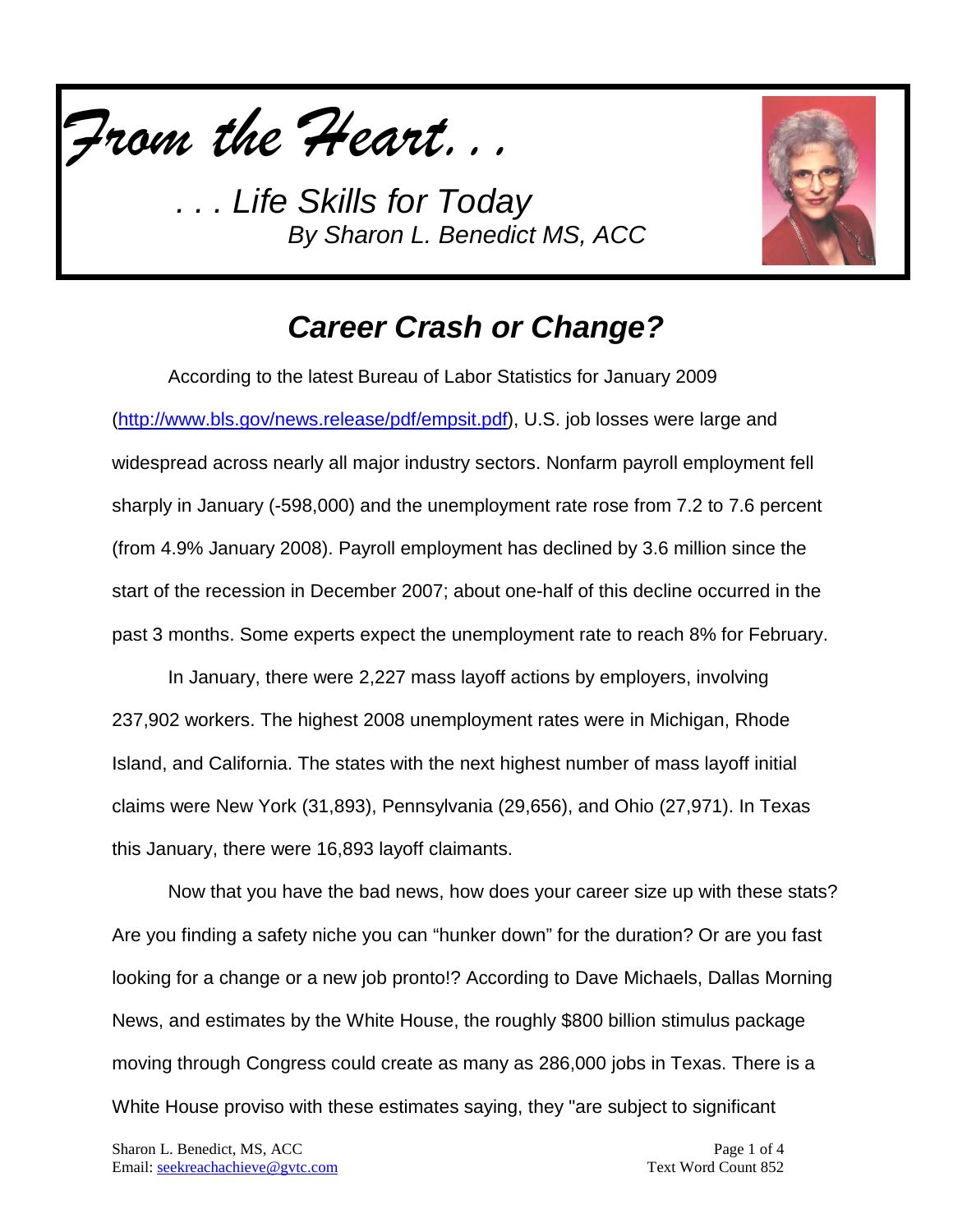# *From the Heart. . .*

*. . . Life Skills for Today*
*By Sharon L. Benedict MS, ACC*

## *Career Crash or Change?*

According to the latest Bureau of Labor Statistics for January 2009 (http://www.bls.gov/news.release/pdf/empsit.pdf), U.S. job losses were large and widespread across nearly all major industry sectors. Nonfarm payroll employment fell sharply in January (-598,000) and the unemployment rate rose from 7.2 to 7.6 percent (from 4.9% January 2008). Payroll employment has declined by 3.6 million since the start of the recession in December 2007; about one-half of this decline occurred in the past 3 months. Some experts expect the unemployment rate to reach 8% for February.

In January, there were 2,227 mass layoff actions by employers, involving 237,902 workers. The highest 2008 unemployment rates were in Michigan, Rhode Island, and California. The states with the next highest number of mass layoff initial claims were New York (31,893), Pennsylvania (29,656), and Ohio (27,971). In Texas this January, there were 16,893 layoff claimants.

Now that you have the bad news, how does your career size up with these stats? Are you finding a safety niche you can "hunker down" for the duration? Or are you fast looking for a change or a new job pronto!? According to Dave Michaels, Dallas Morning News, and estimates by the White House, the roughly $800 billion stimulus package moving through Congress could create as many as 286,000 jobs in Texas. There is a White House proviso with these estimates saying, they "are subject to significant

Sharon L. Benedict, MS, ACC
Email: seekreachachieve@gvtc.com
Text Word Count 852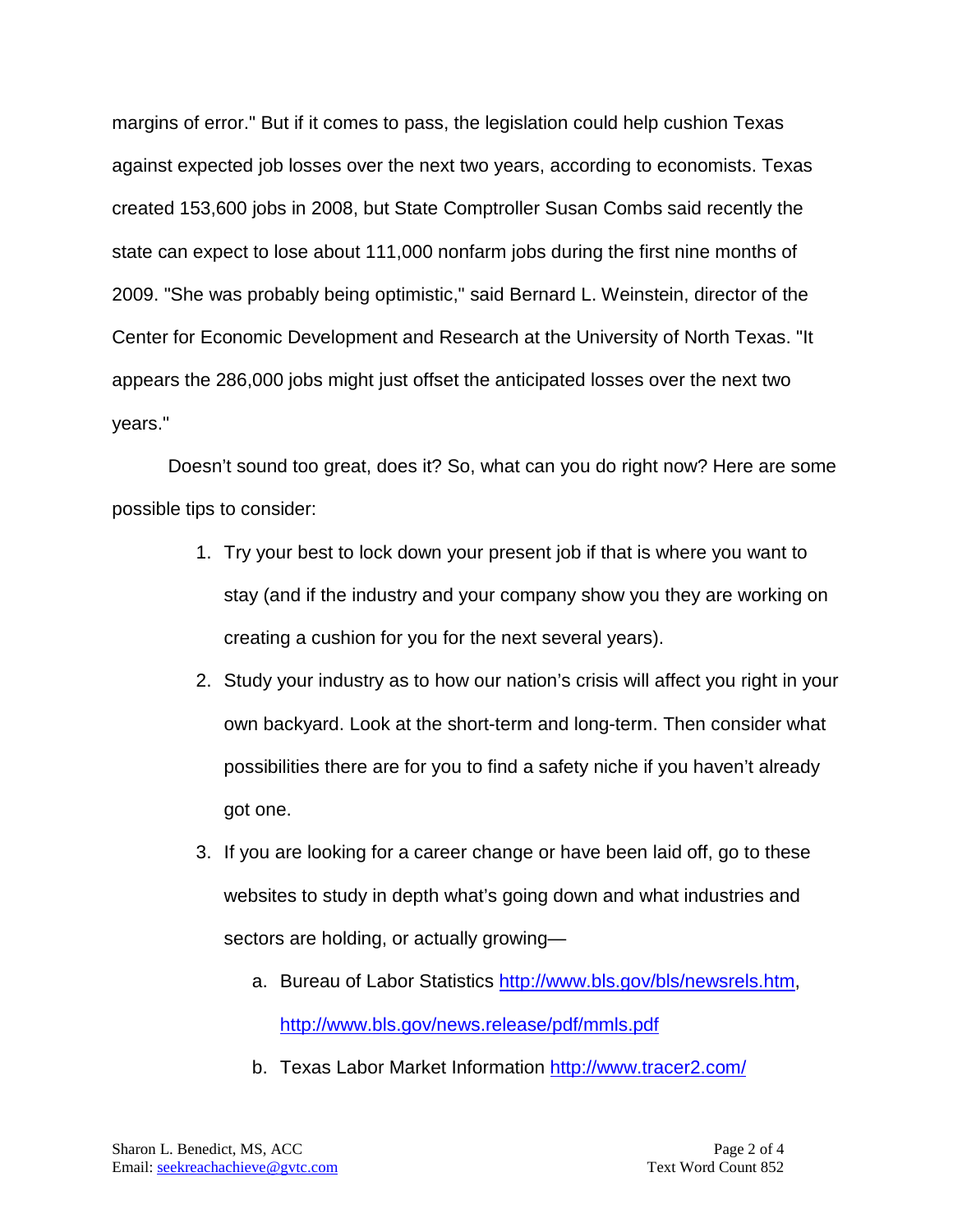margins of error." But if it comes to pass, the legislation could help cushion Texas against expected job losses over the next two years, according to economists. Texas created 153,600 jobs in 2008, but State Comptroller Susan Combs said recently the state can expect to lose about 111,000 nonfarm jobs during the first nine months of 2009. "She was probably being optimistic," said Bernard L. Weinstein, director of the Center for Economic Development and Research at the University of North Texas. "It appears the 286,000 jobs might just offset the anticipated losses over the next two years."

Doesn't sound too great, does it? So, what can you do right now? Here are some possible tips to consider:

1. Try your best to lock down your present job if that is where you want to stay (and if the industry and your company show you they are working on creating a cushion for you for the next several years).
2. Study your industry as to how our nation's crisis will affect you right in your own backyard. Look at the short-term and long-term. Then consider what possibilities there are for you to find a safety niche if you haven't already got one.
3. If you are looking for a career change or have been laid off, go to these websites to study in depth what's going down and what industries and sectors are holding, or actually growing—
    a. Bureau of Labor Statistics [http://www.bls.gov/bls/newsrels.htm](http://www.bls.gov/bls/newsrels.htm), [http://www.bls.gov/news.release/pdf/mmls.pdf](http://www.bls.gov/news.release/pdf/mmls.pdf)
    b. Texas Labor Market Information [http://www.tracer2.com/](http://www.tracer2.com/)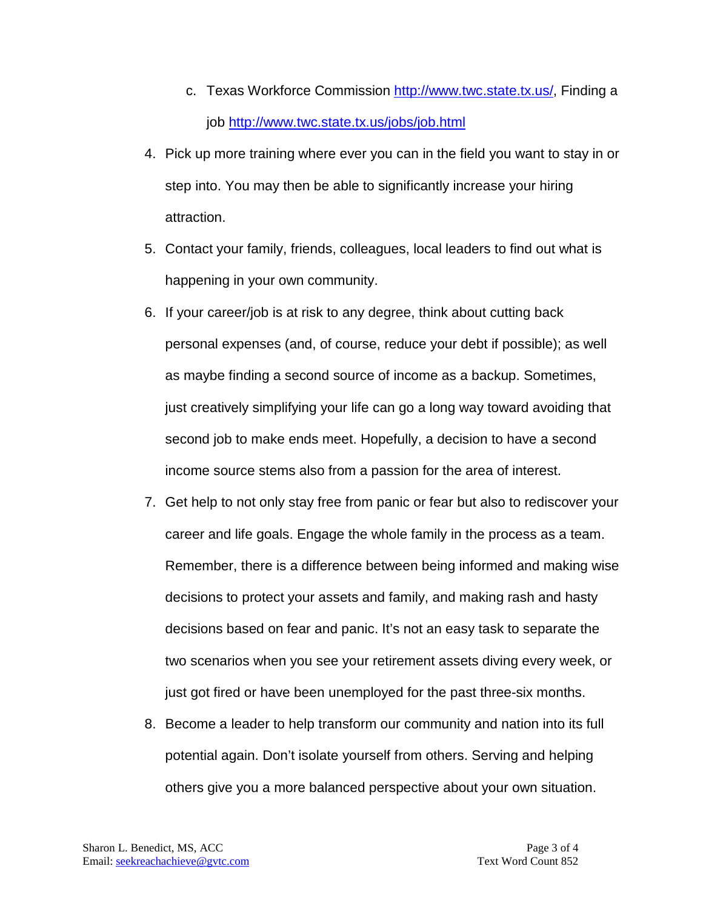c. Texas Workforce Commission [http://www.twc.state.tx.us/](http://www.twc.state.tx.us/), Finding a job [http://www.twc.state.tx.us/jobs/job.html](http://www.twc.state.tx.us/jobs/job.html)

4. Pick up more training where ever you can in the field you want to stay in or step into. You may then be able to significantly increase your hiring attraction.
5. Contact your family, friends, colleagues, local leaders to find out what is happening in your own community.
6. If your career/job is at risk to any degree, think about cutting back personal expenses (and, of course, reduce your debt if possible); as well as maybe finding a second source of income as a backup. Sometimes, just creatively simplifying your life can go a long way toward avoiding that second job to make ends meet. Hopefully, a decision to have a second income source stems also from a passion for the area of interest.
7. Get help to not only stay free from panic or fear but also to rediscover your career and life goals. Engage the whole family in the process as a team. Remember, there is a difference between being informed and making wise decisions to protect your assets and family, and making rash and hasty decisions based on fear and panic. It's not an easy task to separate the two scenarios when you see your retirement assets diving every week, or just got fired or have been unemployed for the past three-six months.
8. Become a leader to help transform our community and nation into its full potential again. Don't isolate yourself from others. Serving and helping others give you a more balanced perspective about your own situation.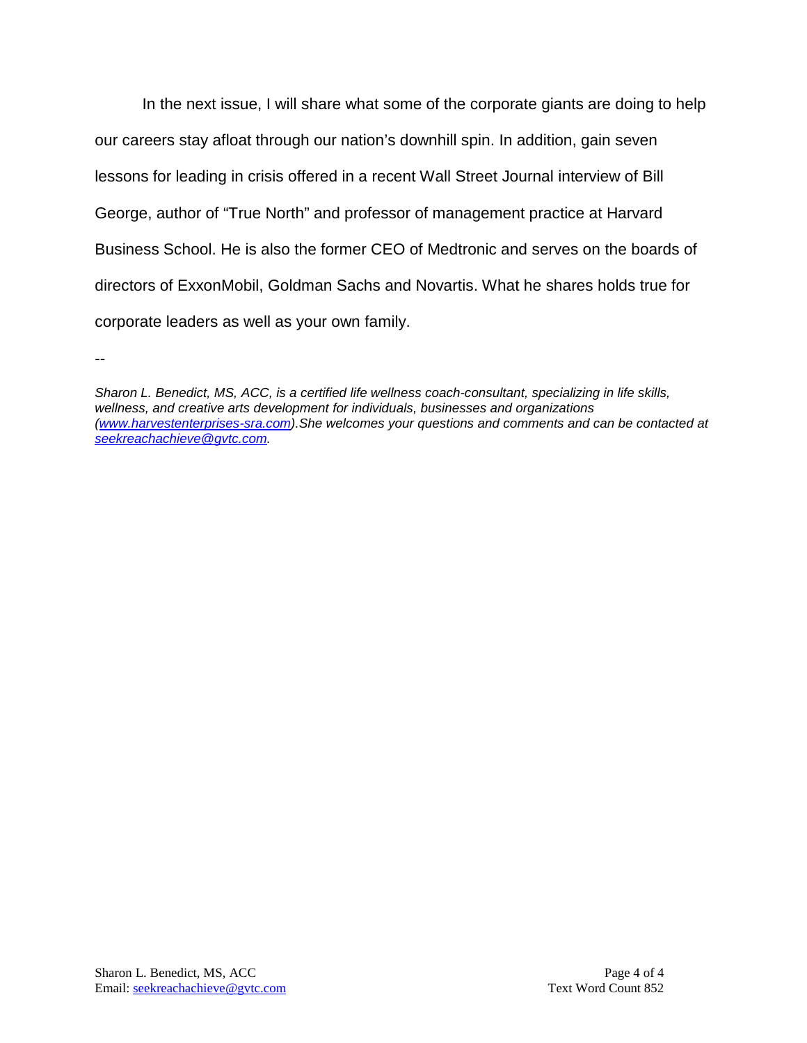In the next issue, I will share what some of the corporate giants are doing to help our careers stay afloat through our nation's downhill spin. In addition, gain seven lessons for leading in crisis offered in a recent Wall Street Journal interview of Bill George, author of "True North" and professor of management practice at Harvard Business School. He is also the former CEO of Medtronic and serves on the boards of directors of ExxonMobil, Goldman Sachs and Novartis. What he shares holds true for corporate leaders as well as your own family.

--

*Sharon L. Benedict, MS, ACC, is a certified life wellness coach-consultant, specializing in life skills, wellness, and creative arts development for individuals, businesses and organizations ([www.harvestenterprises-sra.com](http://www.harvestenterprises-sra.com)).She welcomes your questions and comments and can be contacted at [seekreachachieve@gvtc.com](mailto:seekreachachieve@gvtc.com).*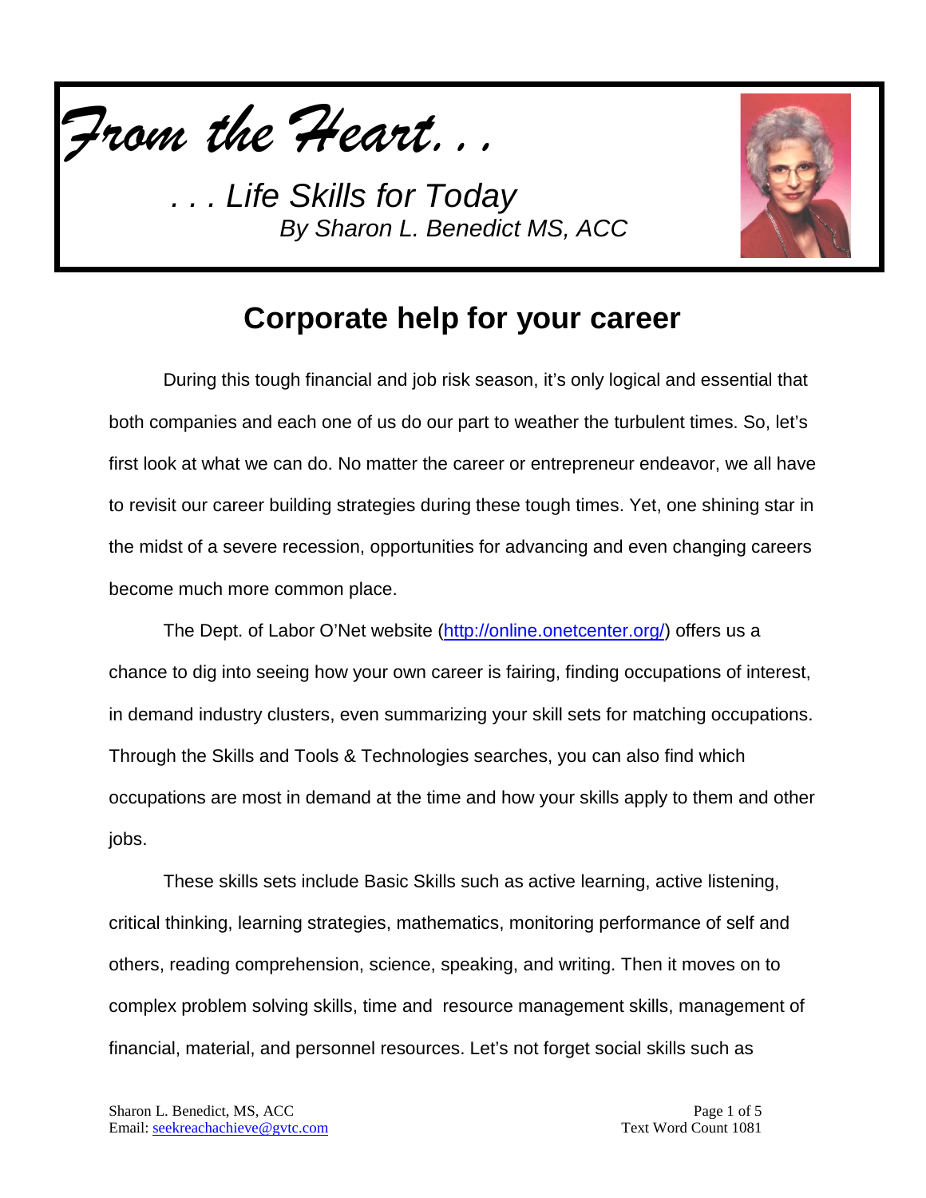*From the Heart. . .*

*. . . Life Skills for Today*
*By Sharon L. Benedict MS, ACC*

# Corporate help for your career

During this tough financial and job risk season, it's only logical and essential that both companies and each one of us do our part to weather the turbulent times. So, let's first look at what we can do. No matter the career or entrepreneur endeavor, we all have to revisit our career building strategies during these tough times. Yet, one shining star in the midst of a severe recession, opportunities for advancing and even changing careers become much more common place.

The Dept. of Labor O'Net website (http://online.onetcenter.org/) offers us a chance to dig into seeing how your own career is fairing, finding occupations of interest, in demand industry clusters, even summarizing your skill sets for matching occupations. Through the Skills and Tools & Technologies searches, you can also find which occupations are most in demand at the time and how your skills apply to them and other jobs.

These skills sets include Basic Skills such as active learning, active listening, critical thinking, learning strategies, mathematics, monitoring performance of self and others, reading comprehension, science, speaking, and writing. Then it moves on to complex problem solving skills, time and resource management skills, management of financial, material, and personnel resources. Let's not forget social skills such as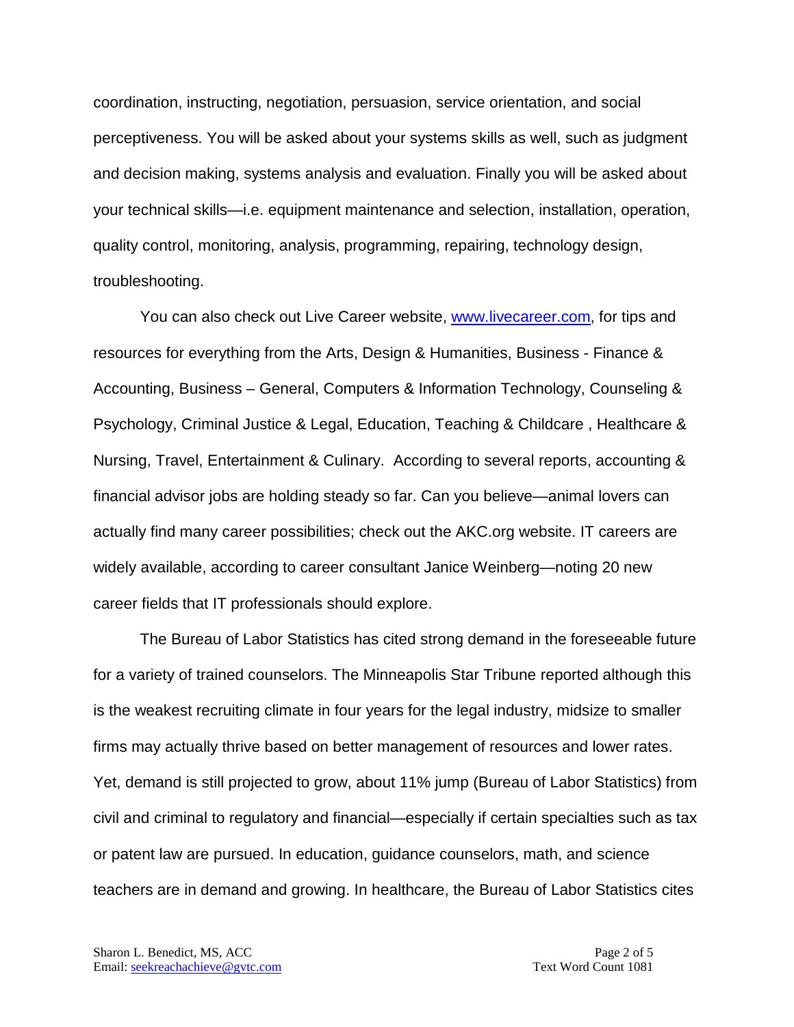coordination, instructing, negotiation, persuasion, service orientation, and social perceptiveness. You will be asked about your systems skills as well, such as judgment and decision making, systems analysis and evaluation. Finally you will be asked about your technical skills—i.e. equipment maintenance and selection, installation, operation, quality control, monitoring, analysis, programming, repairing, technology design, troubleshooting.

You can also check out Live Career website, [www.livecareer.com](http://www.livecareer.com), for tips and resources for everything from the Arts, Design & Humanities, Business - Finance & Accounting, Business – General, Computers & Information Technology, Counseling & Psychology, Criminal Justice & Legal, Education, Teaching & Childcare , Healthcare & Nursing, Travel, Entertainment & Culinary. According to several reports, accounting & financial advisor jobs are holding steady so far. Can you believe—animal lovers can actually find many career possibilities; check out the AKC.org website. IT careers are widely available, according to career consultant Janice Weinberg—noting 20 new career fields that IT professionals should explore.

The Bureau of Labor Statistics has cited strong demand in the foreseeable future for a variety of trained counselors. The Minneapolis Star Tribune reported although this is the weakest recruiting climate in four years for the legal industry, midsize to smaller firms may actually thrive based on better management of resources and lower rates. Yet, demand is still projected to grow, about 11% jump (Bureau of Labor Statistics) from civil and criminal to regulatory and financial—especially if certain specialties such as tax or patent law are pursued. In education, guidance counselors, math, and science teachers are in demand and growing. In healthcare, the Bureau of Labor Statistics cites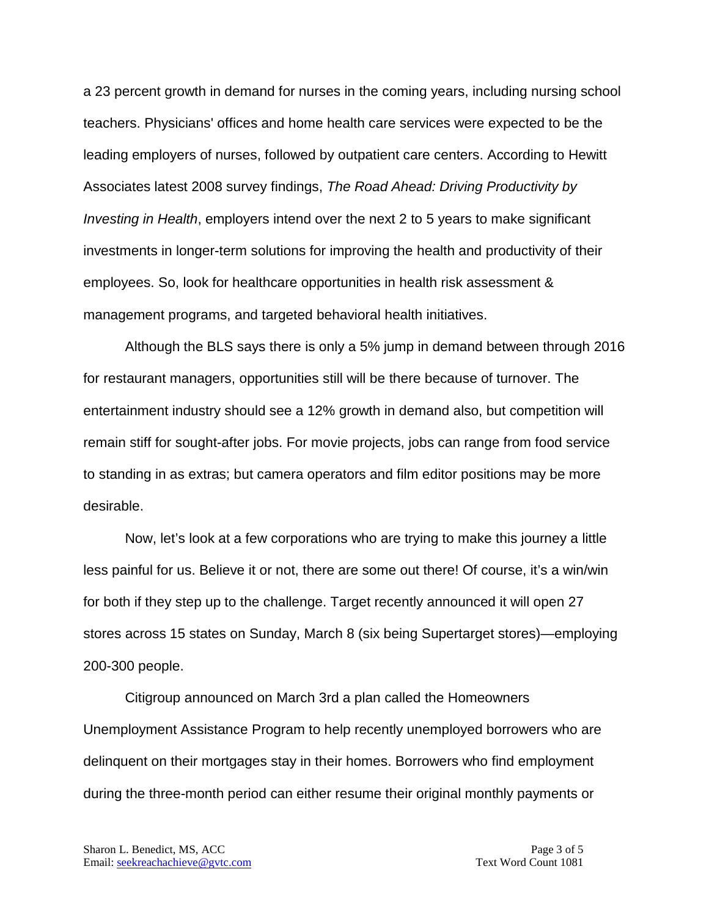a 23 percent growth in demand for nurses in the coming years, including nursing school teachers. Physicians' offices and home health care services were expected to be the leading employers of nurses, followed by outpatient care centers. According to Hewitt Associates latest 2008 survey findings, *The Road Ahead: Driving Productivity by Investing in Health*, employers intend over the next 2 to 5 years to make significant investments in longer-term solutions for improving the health and productivity of their employees. So, look for healthcare opportunities in health risk assessment & management programs, and targeted behavioral health initiatives.

Although the BLS says there is only a 5% jump in demand between through 2016 for restaurant managers, opportunities still will be there because of turnover. The entertainment industry should see a 12% growth in demand also, but competition will remain stiff for sought-after jobs. For movie projects, jobs can range from food service to standing in as extras; but camera operators and film editor positions may be more desirable.

Now, let's look at a few corporations who are trying to make this journey a little less painful for us. Believe it or not, there are some out there! Of course, it's a win/win for both if they step up to the challenge. Target recently announced it will open 27 stores across 15 states on Sunday, March 8 (six being Supertarget stores)—employing 200-300 people.

Citigroup announced on March 3rd a plan called the Homeowners Unemployment Assistance Program to help recently unemployed borrowers who are delinquent on their mortgages stay in their homes. Borrowers who find employment during the three-month period can either resume their original monthly payments or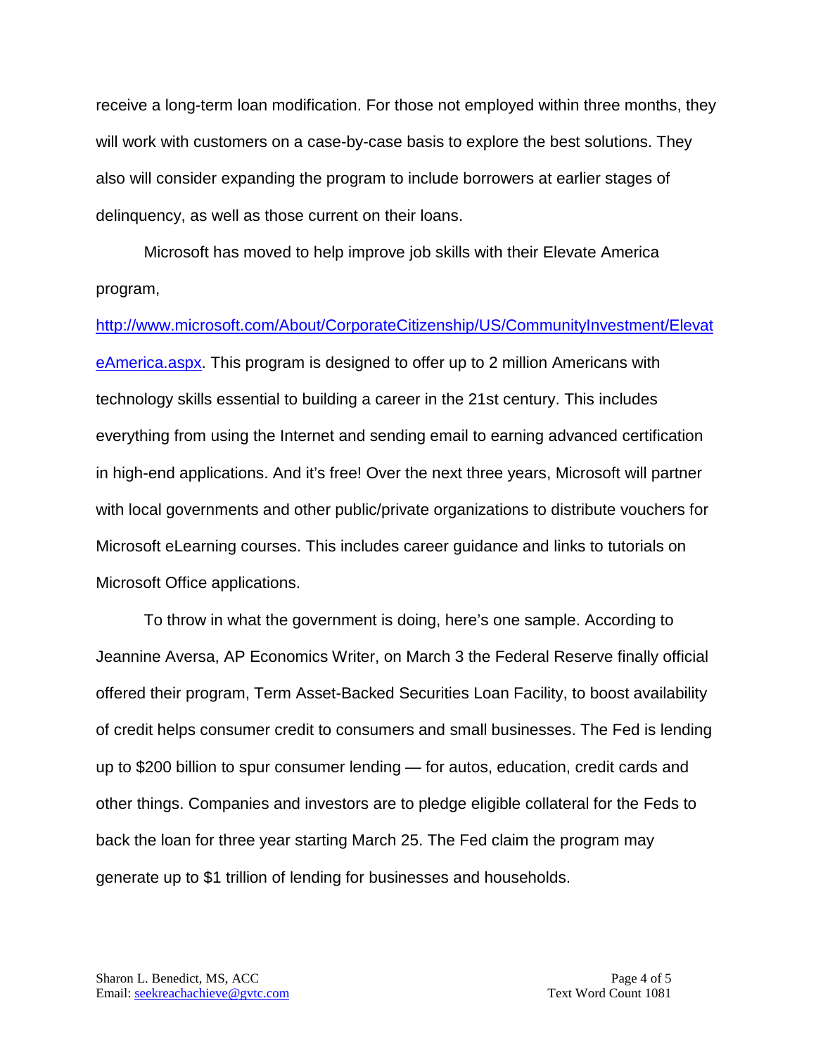receive a long-term loan modification. For those not employed within three months, they will work with customers on a case-by-case basis to explore the best solutions. They also will consider expanding the program to include borrowers at earlier stages of delinquency, as well as those current on their loans.

Microsoft has moved to help improve job skills with their Elevate America program, http://www.microsoft.com/About/CorporateCitizenship/US/CommunityInvestment/ElevateAmerica.aspx. This program is designed to offer up to 2 million Americans with technology skills essential to building a career in the 21st century. This includes everything from using the Internet and sending email to earning advanced certification in high-end applications. And it's free! Over the next three years, Microsoft will partner with local governments and other public/private organizations to distribute vouchers for Microsoft eLearning courses. This includes career guidance and links to tutorials on Microsoft Office applications.

To throw in what the government is doing, here's one sample. According to Jeannine Aversa, AP Economics Writer, on March 3 the Federal Reserve finally official offered their program, Term Asset-Backed Securities Loan Facility, to boost availability of credit helps consumer credit to consumers and small businesses. The Fed is lending up to $200 billion to spur consumer lending — for autos, education, credit cards and other things. Companies and investors are to pledge eligible collateral for the Feds to back the loan for three year starting March 25. The Fed claim the program may generate up to $1 trillion of lending for businesses and households.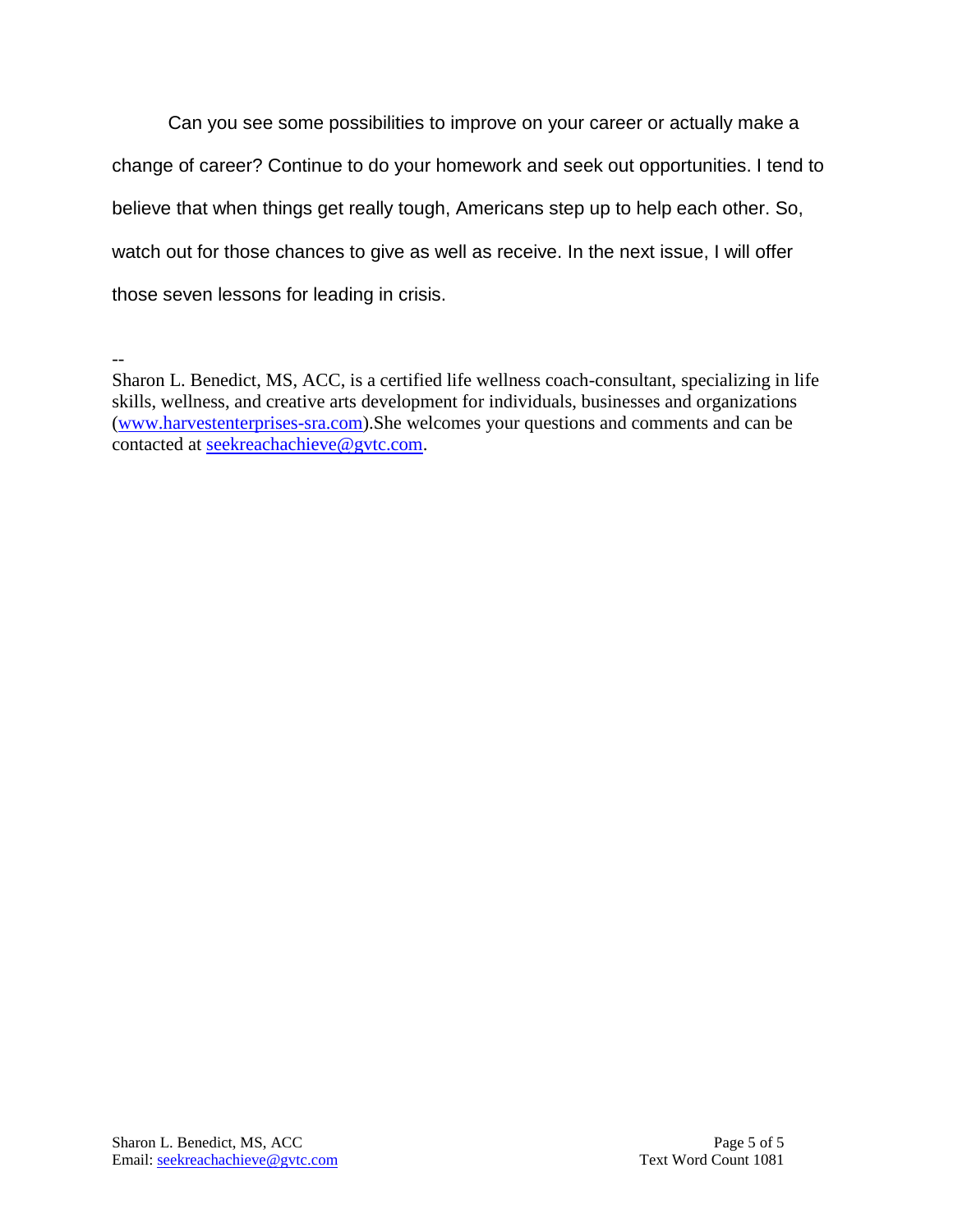Can you see some possibilities to improve on your career or actually make a change of career? Continue to do your homework and seek out opportunities. I tend to believe that when things get really tough, Americans step up to help each other. So, watch out for those chances to give as well as receive. In the next issue, I will offer those seven lessons for leading in crisis.

--

Sharon L. Benedict, MS, ACC, is a certified life wellness coach-consultant, specializing in life skills, wellness, and creative arts development for individuals, businesses and organizations (www.harvestenterprises-sra.com).She welcomes your questions and comments and can be contacted at seekreachachieve@gvtc.com.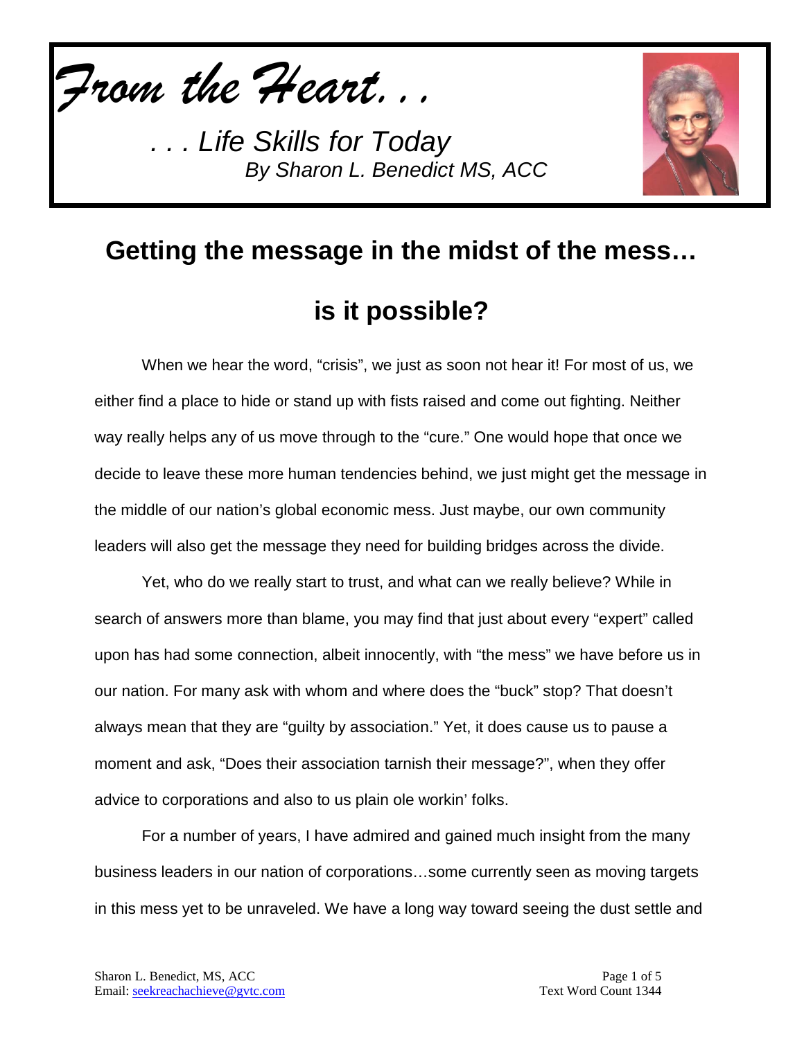*From the Heart…*

*. . . Life Skills for Today*
*By Sharon L. Benedict MS, ACC*

## Getting the message in the midst of the mess… is it possible?

When we hear the word, "crisis", we just as soon not hear it! For most of us, we either find a place to hide or stand up with fists raised and come out fighting. Neither way really helps any of us move through to the "cure." One would hope that once we decide to leave these more human tendencies behind, we just might get the message in the middle of our nation's global economic mess. Just maybe, our own community leaders will also get the message they need for building bridges across the divide.

Yet, who do we really start to trust, and what can we really believe? While in search of answers more than blame, you may find that just about every "expert" called upon has had some connection, albeit innocently, with "the mess" we have before us in our nation. For many ask with whom and where does the "buck" stop? That doesn't always mean that they are "guilty by association." Yet, it does cause us to pause a moment and ask, "Does their association tarnish their message?", when they offer advice to corporations and also to us plain ole workin' folks.

For a number of years, I have admired and gained much insight from the many business leaders in our nation of corporations…some currently seen as moving targets in this mess yet to be unraveled. We have a long way toward seeing the dust settle and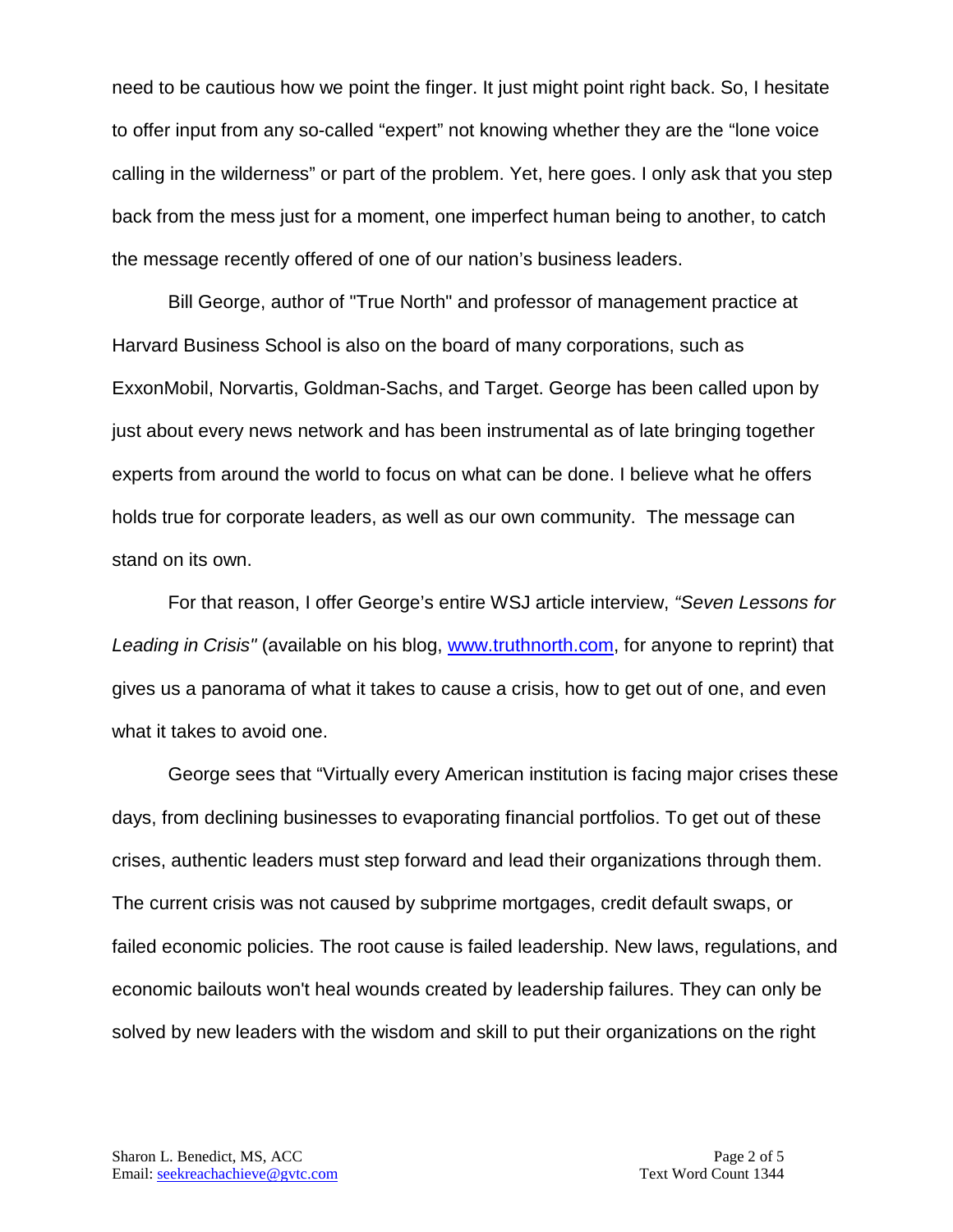need to be cautious how we point the finger. It just might point right back. So, I hesitate to offer input from any so-called "expert" not knowing whether they are the "lone voice calling in the wilderness" or part of the problem. Yet, here goes. I only ask that you step back from the mess just for a moment, one imperfect human being to another, to catch the message recently offered of one of our nation's business leaders.

Bill George, author of "True North" and professor of management practice at Harvard Business School is also on the board of many corporations, such as ExxonMobil, Norvartis, Goldman-Sachs, and Target. George has been called upon by just about every news network and has been instrumental as of late bringing together experts from around the world to focus on what can be done. I believe what he offers holds true for corporate leaders, as well as our own community. The message can stand on its own.

For that reason, I offer George's entire WSJ article interview, *"Seven Lessons for Leading in Crisis"* (available on his blog, [www.truthnorth.com](http://www.truthnorth.com), for anyone to reprint) that gives us a panorama of what it takes to cause a crisis, how to get out of one, and even what it takes to avoid one.

George sees that "Virtually every American institution is facing major crises these days, from declining businesses to evaporating financial portfolios. To get out of these crises, authentic leaders must step forward and lead their organizations through them. The current crisis was not caused by subprime mortgages, credit default swaps, or failed economic policies. The root cause is failed leadership. New laws, regulations, and economic bailouts won't heal wounds created by leadership failures. They can only be solved by new leaders with the wisdom and skill to put their organizations on the right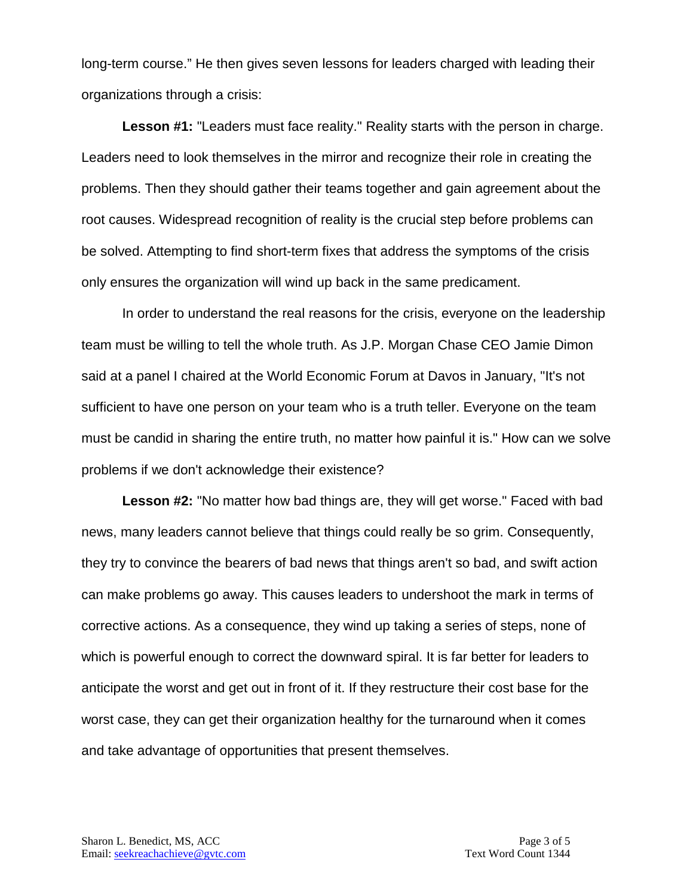long-term course." He then gives seven lessons for leaders charged with leading their organizations through a crisis:

**Lesson #1:** "Leaders must face reality." Reality starts with the person in charge. Leaders need to look themselves in the mirror and recognize their role in creating the problems. Then they should gather their teams together and gain agreement about the root causes. Widespread recognition of reality is the crucial step before problems can be solved. Attempting to find short-term fixes that address the symptoms of the crisis only ensures the organization will wind up back in the same predicament.

In order to understand the real reasons for the crisis, everyone on the leadership team must be willing to tell the whole truth. As J.P. Morgan Chase CEO Jamie Dimon said at a panel I chaired at the World Economic Forum at Davos in January, "It's not sufficient to have one person on your team who is a truth teller. Everyone on the team must be candid in sharing the entire truth, no matter how painful it is." How can we solve problems if we don't acknowledge their existence?

**Lesson #2:** "No matter how bad things are, they will get worse." Faced with bad news, many leaders cannot believe that things could really be so grim. Consequently, they try to convince the bearers of bad news that things aren't so bad, and swift action can make problems go away. This causes leaders to undershoot the mark in terms of corrective actions. As a consequence, they wind up taking a series of steps, none of which is powerful enough to correct the downward spiral. It is far better for leaders to anticipate the worst and get out in front of it. If they restructure their cost base for the worst case, they can get their organization healthy for the turnaround when it comes and take advantage of opportunities that present themselves.

Sharon L. Benedict, MS, ACC
Email: seekreachachieve@gvtc.com
Text Word Count 1344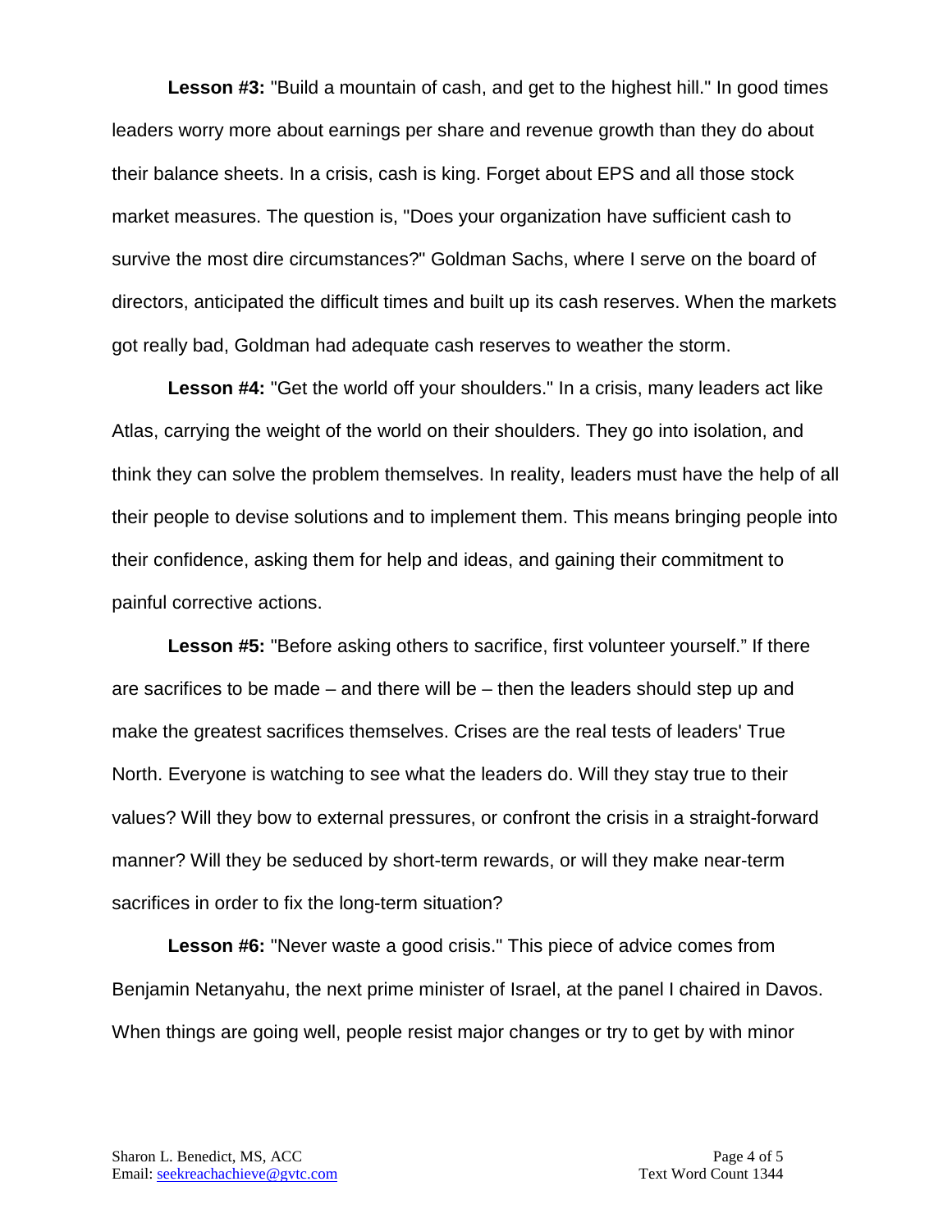**Lesson #3:** "Build a mountain of cash, and get to the highest hill." In good times leaders worry more about earnings per share and revenue growth than they do about their balance sheets. In a crisis, cash is king. Forget about EPS and all those stock market measures. The question is, "Does your organization have sufficient cash to survive the most dire circumstances?" Goldman Sachs, where I serve on the board of directors, anticipated the difficult times and built up its cash reserves. When the markets got really bad, Goldman had adequate cash reserves to weather the storm.

**Lesson #4:** "Get the world off your shoulders." In a crisis, many leaders act like Atlas, carrying the weight of the world on their shoulders. They go into isolation, and think they can solve the problem themselves. In reality, leaders must have the help of all their people to devise solutions and to implement them. This means bringing people into their confidence, asking them for help and ideas, and gaining their commitment to painful corrective actions.

**Lesson #5:** "Before asking others to sacrifice, first volunteer yourself." If there are sacrifices to be made – and there will be – then the leaders should step up and make the greatest sacrifices themselves. Crises are the real tests of leaders' True North. Everyone is watching to see what the leaders do. Will they stay true to their values? Will they bow to external pressures, or confront the crisis in a straight-forward manner? Will they be seduced by short-term rewards, or will they make near-term sacrifices in order to fix the long-term situation?

**Lesson #6:** "Never waste a good crisis." This piece of advice comes from Benjamin Netanyahu, the next prime minister of Israel, at the panel I chaired in Davos. When things are going well, people resist major changes or try to get by with minor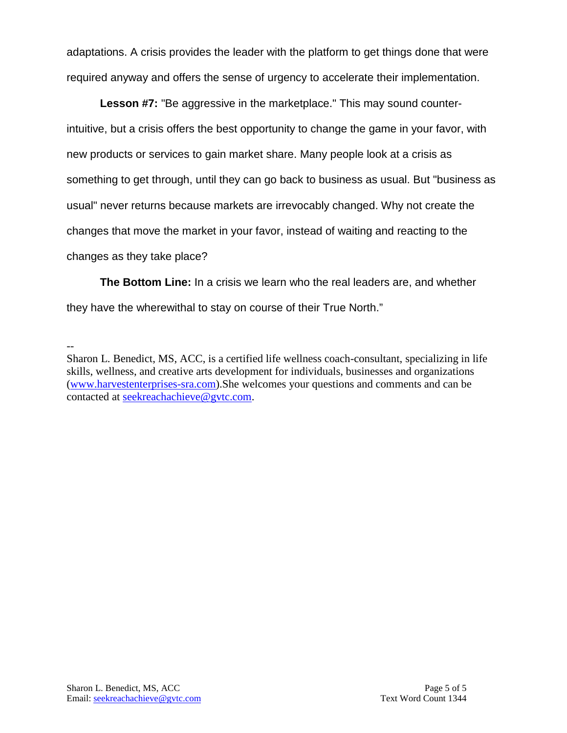adaptations. A crisis provides the leader with the platform to get things done that were required anyway and offers the sense of urgency to accelerate their implementation.

**Lesson #7:** "Be aggressive in the marketplace." This may sound counter-intuitive, but a crisis offers the best opportunity to change the game in your favor, with new products or services to gain market share. Many people look at a crisis as something to get through, until they can go back to business as usual. But "business as usual" never returns because markets are irrevocably changed. Why not create the changes that move the market in your favor, instead of waiting and reacting to the changes as they take place?

**The Bottom Line:** In a crisis we learn who the real leaders are, and whether they have the wherewithal to stay on course of their True North."

--

Sharon L. Benedict, MS, ACC, is a certified life wellness coach-consultant, specializing in life skills, wellness, and creative arts development for individuals, businesses and organizations (www.harvestenterprises-sra.com).She welcomes your questions and comments and can be contacted at seekreachachieve@gvtc.com.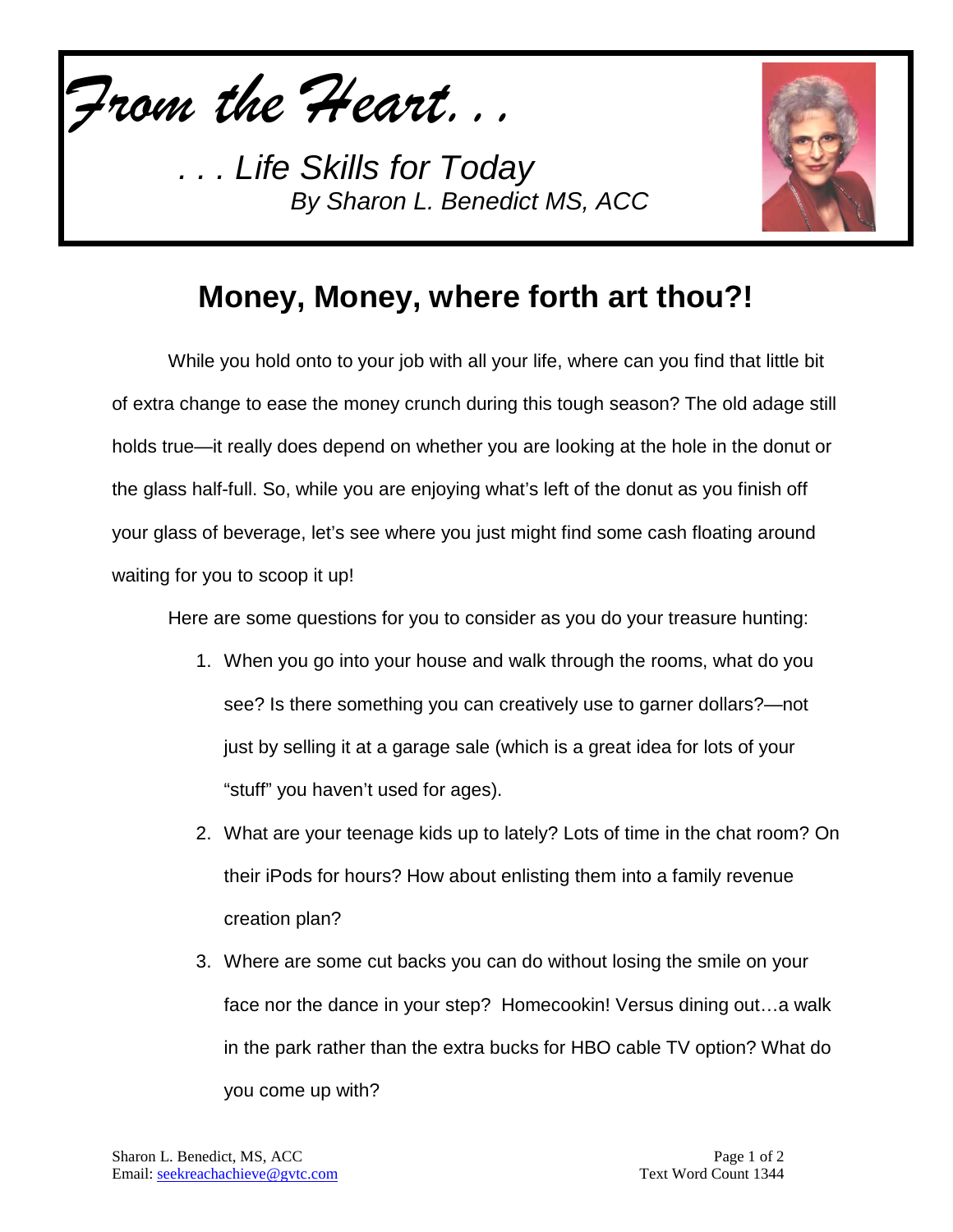# *From the Heart…*

*. . . Life Skills for Today*
*By Sharon L. Benedict MS, ACC*

## Money, Money, where forth art thou?!

While you hold onto to your job with all your life, where can you find that little bit of extra change to ease the money crunch during this tough season? The old adage still holds true—it really does depend on whether you are looking at the hole in the donut or the glass half-full. So, while you are enjoying what's left of the donut as you finish off your glass of beverage, let's see where you just might find some cash floating around waiting for you to scoop it up!

Here are some questions for you to consider as you do your treasure hunting:

1. When you go into your house and walk through the rooms, what do you see? Is there something you can creatively use to garner dollars?—not just by selling it at a garage sale (which is a great idea for lots of your "stuff" you haven't used for ages).
2. What are your teenage kids up to lately? Lots of time in the chat room? On their iPods for hours? How about enlisting them into a family revenue creation plan?
3. Where are some cut backs you can do without losing the smile on your face nor the dance in your step? Homecookin! Versus dining out…a walk in the park rather than the extra bucks for HBO cable TV option? What do you come up with?

Sharon L. Benedict, MS, ACC
Email: seekreachachieve@gvtc.com
Text Word Count 1344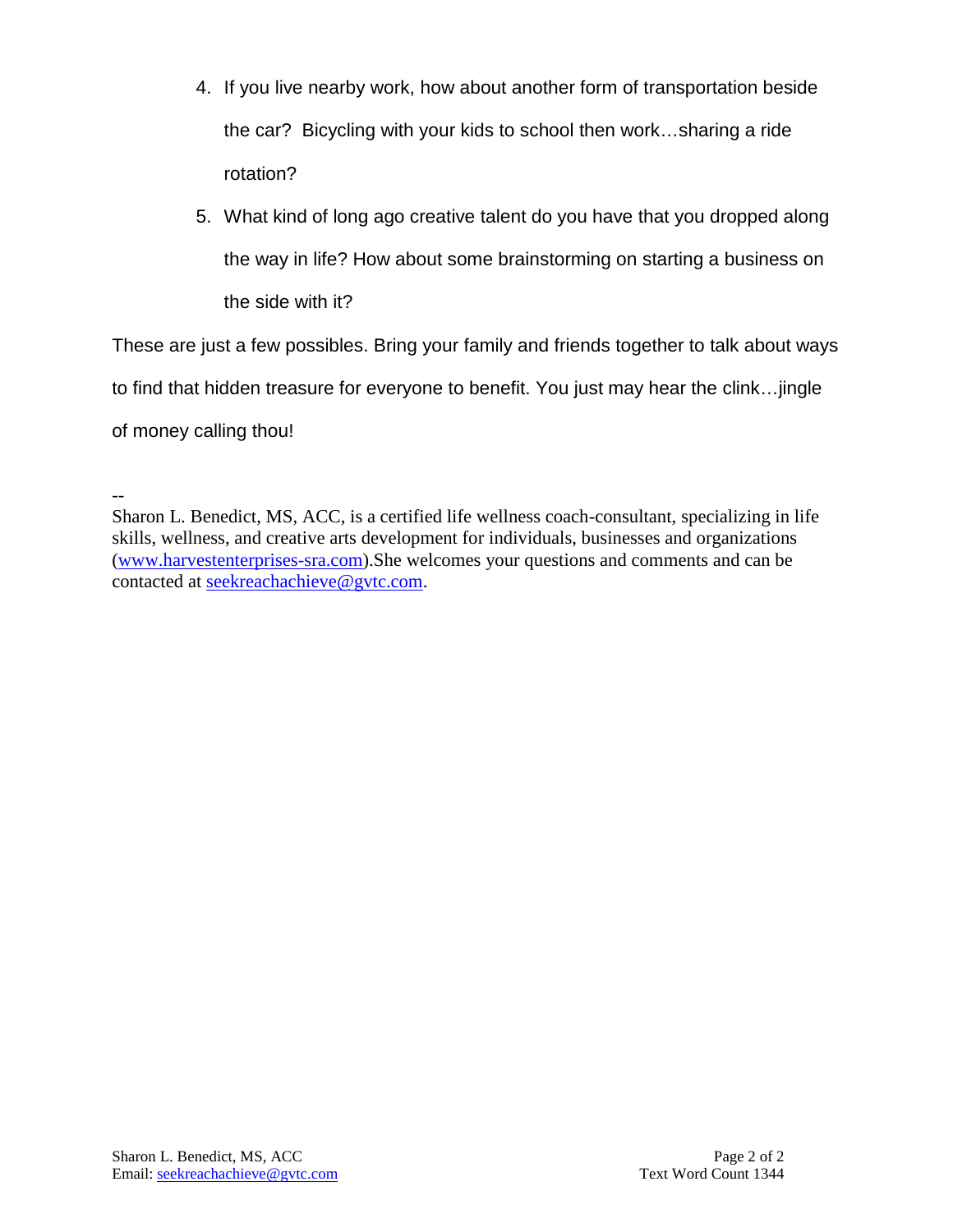4. If you live nearby work, how about another form of transportation beside the car? Bicycling with your kids to school then work…sharing a ride rotation?
5. What kind of long ago creative talent do you have that you dropped along the way in life? How about some brainstorming on starting a business on the side with it?

These are just a few possibles. Bring your family and friends together to talk about ways to find that hidden treasure for everyone to benefit. You just may hear the clink…jingle of money calling thou!

--

Sharon L. Benedict, MS, ACC, is a certified life wellness coach-consultant, specializing in life skills, wellness, and creative arts development for individuals, businesses and organizations (www.harvestenterprises-sra.com).She welcomes your questions and comments and can be contacted at seekreachachieve@gvtc.com.